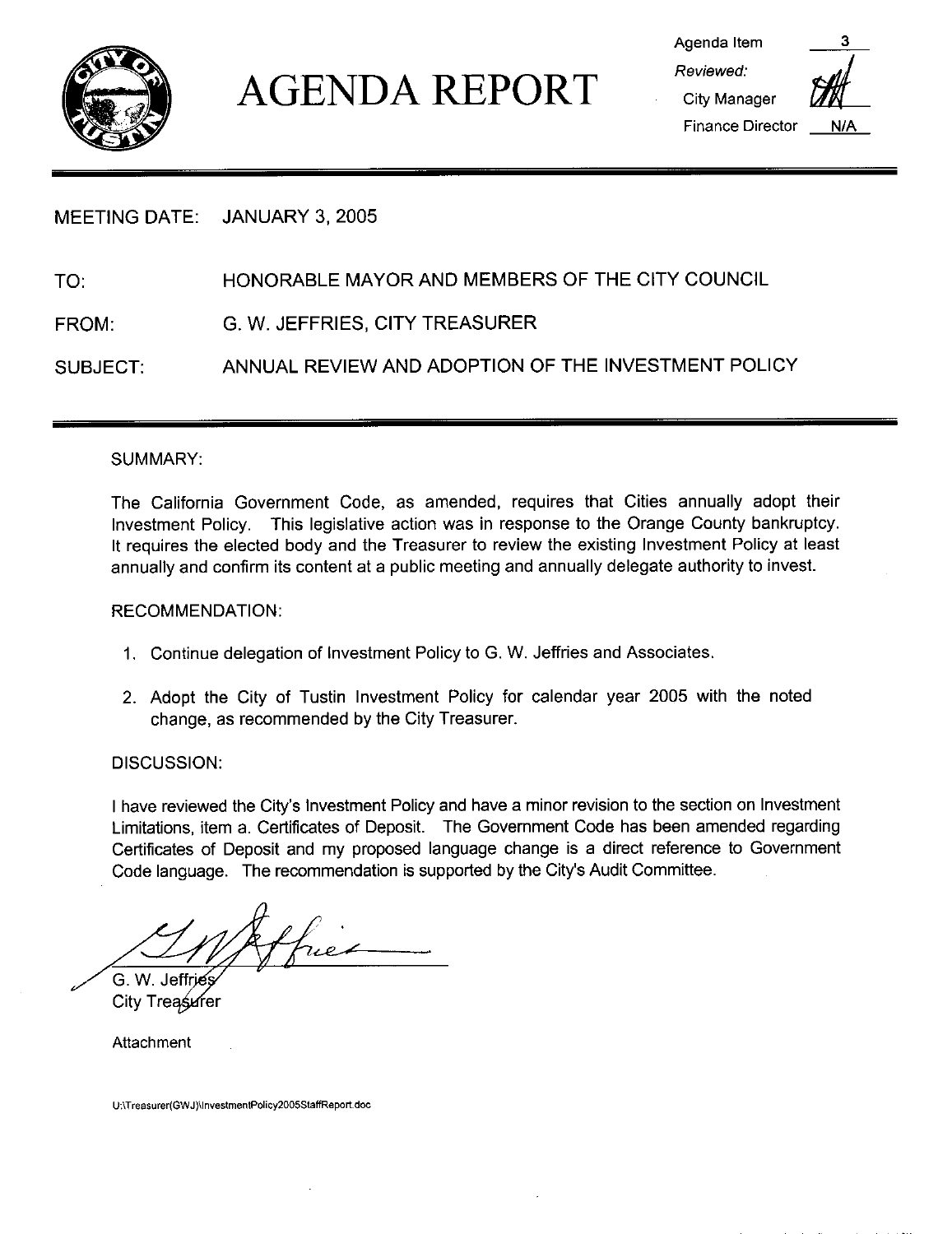# AGENDA REPORT

Agenda Item 3

*Reviewed:*

City Manager

Finance Director N/A

MEETING DATE: JANUARY 3, 2005

TO: HONORABLE MAYOR AND MEMBERS OF THE CITY COUNCIL

FROM: G. W. JEFFRIES, CITY TREASURER

SUBJECT: ANNUAL REVIEW AND ADOPTION OF THE INVESTMENT POLICY

SUMMARY:

The California Government Code, as amended, requires that Cities annually adopt their Investment Policy. This legislative action was in response to the Orange County bankruptcy. It requires the elected body and the Treasurer to review the existing Investment Policy at least annually and confirm its content at a public meeting and annually delegate authority to invest.

RECOMMENDATION:

1. Continue delegation of Investment Policy to G. W. Jeffries and Associates.
2. Adopt the City of Tustin Investment Policy for calendar year 2005 with the noted change, as recommended by the City Treasurer.

DISCUSSION:

I have reviewed the City's Investment Policy and have a minor revision to the section on Investment Limitations, item a. Certificates of Deposit. The Government Code has been amended regarding Certificates of Deposit and my proposed language change is a direct reference to Government Code language. The recommendation is supported by the City's Audit Committee.

G. W. Jeffries
City Treasurer

Attachment

U:\Treasurer(GWJ)\InvestmentPolicy2005StaffReport.doc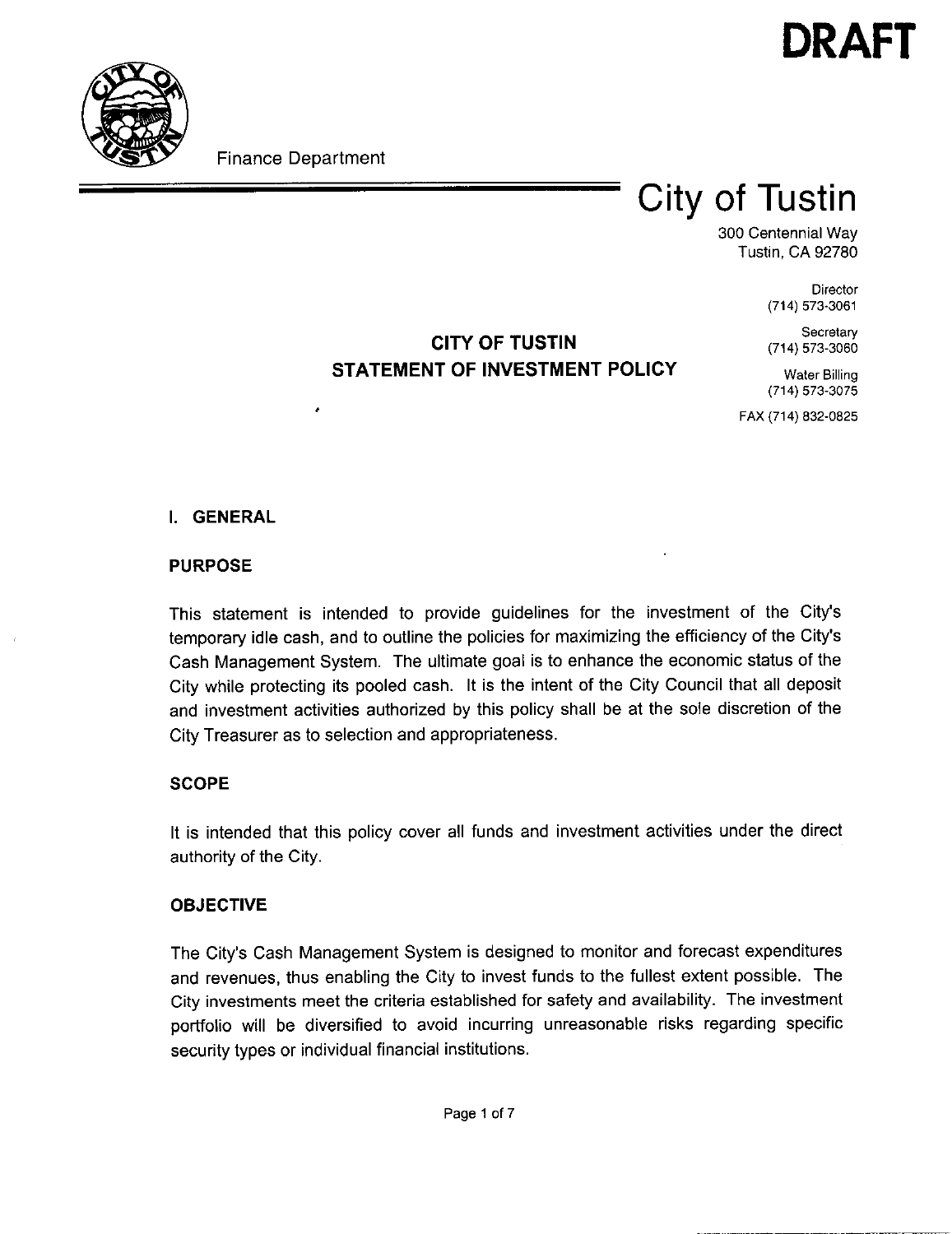**DRAFT**

Finance Department

# City of Tustin

300 Centennial Way
Tustin, CA 92780

Director
(714) 573-3061

Secretary
(714) 573-3060

Water Billing
(714) 573-3075

FAX (714) 832-0825

**CITY OF TUSTIN**
**STATEMENT OF INVESTMENT POLICY**

## I. GENERAL

### PURPOSE

This statement is intended to provide guidelines for the investment of the City's temporary idle cash, and to outline the policies for maximizing the efficiency of the City's Cash Management System. The ultimate goal is to enhance the economic status of the City while protecting its pooled cash. It is the intent of the City Council that all deposit and investment activities authorized by this policy shall be at the sole discretion of the City Treasurer as to selection and appropriateness.

### SCOPE

It is intended that this policy cover all funds and investment activities under the direct authority of the City.

### OBJECTIVE

The City's Cash Management System is designed to monitor and forecast expenditures and revenues, thus enabling the City to invest funds to the fullest extent possible. The City investments meet the criteria established for safety and availability. The investment portfolio will be diversified to avoid incurring unreasonable risks regarding specific security types or individual financial institutions.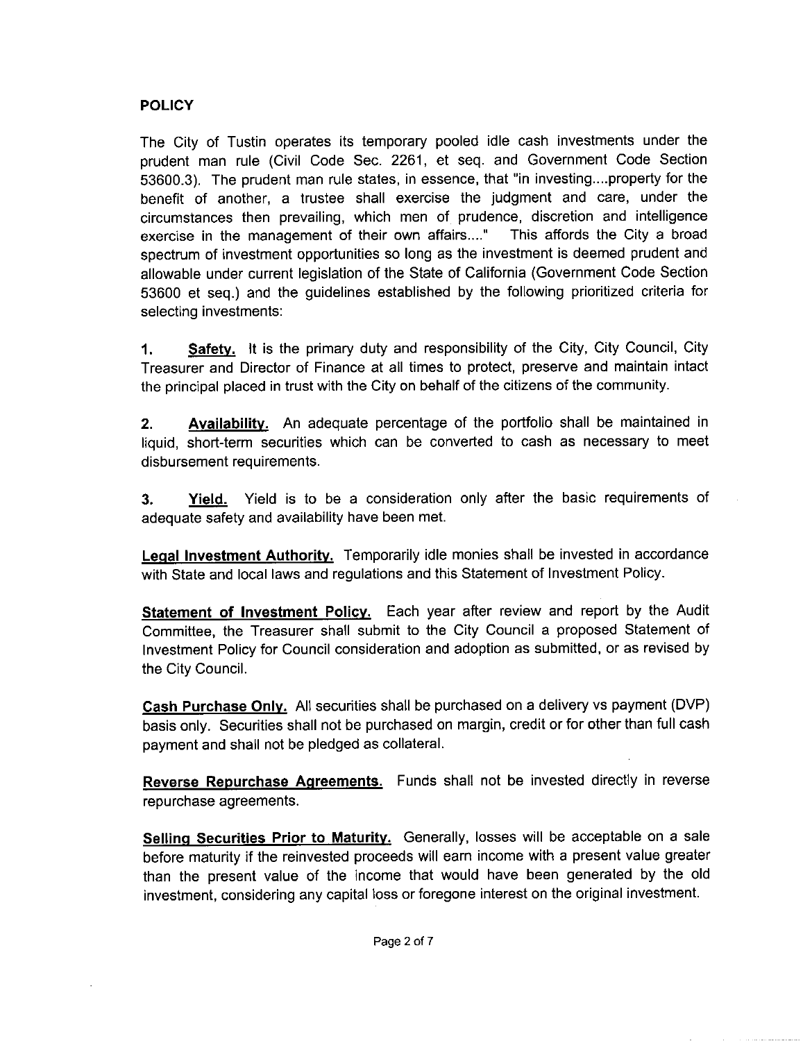## POLICY

The City of Tustin operates its temporary pooled idle cash investments under the prudent man rule (Civil Code Sec. 2261, et seq. and Government Code Section 53600.3). The prudent man rule states, in essence, that "in investing....property for the benefit of another, a trustee shall exercise the judgment and care, under the circumstances then prevailing, which men of prudence, discretion and intelligence exercise in the management of their own affairs...." This affords the City a broad spectrum of investment opportunities so long as the investment is deemed prudent and allowable under current legislation of the State of California (Government Code Section 53600 et seq.) and the guidelines established by the following prioritized criteria for selecting investments:

1. **Safety.** It is the primary duty and responsibility of the City, City Council, City Treasurer and Director of Finance at all times to protect, preserve and maintain intact the principal placed in trust with the City on behalf of the citizens of the community.

2. **Availability.** An adequate percentage of the portfolio shall be maintained in liquid, short-term securities which can be converted to cash as necessary to meet disbursement requirements.

3. **Yield.** Yield is to be a consideration only after the basic requirements of adequate safety and availability have been met.

**Legal Investment Authority.** Temporarily idle monies shall be invested in accordance with State and local laws and regulations and this Statement of Investment Policy.

**Statement of Investment Policy.** Each year after review and report by the Audit Committee, the Treasurer shall submit to the City Council a proposed Statement of Investment Policy for Council consideration and adoption as submitted, or as revised by the City Council.

**Cash Purchase Only.** All securities shall be purchased on a delivery vs payment (DVP) basis only. Securities shall not be purchased on margin, credit or for other than full cash payment and shall not be pledged as collateral.

**Reverse Repurchase Agreements.** Funds shall not be invested directly in reverse repurchase agreements.

**Selling Securities Prior to Maturity.** Generally, losses will be acceptable on a sale before maturity if the reinvested proceeds will earn income with a present value greater than the present value of the income that would have been generated by the old investment, considering any capital loss or foregone interest on the original investment.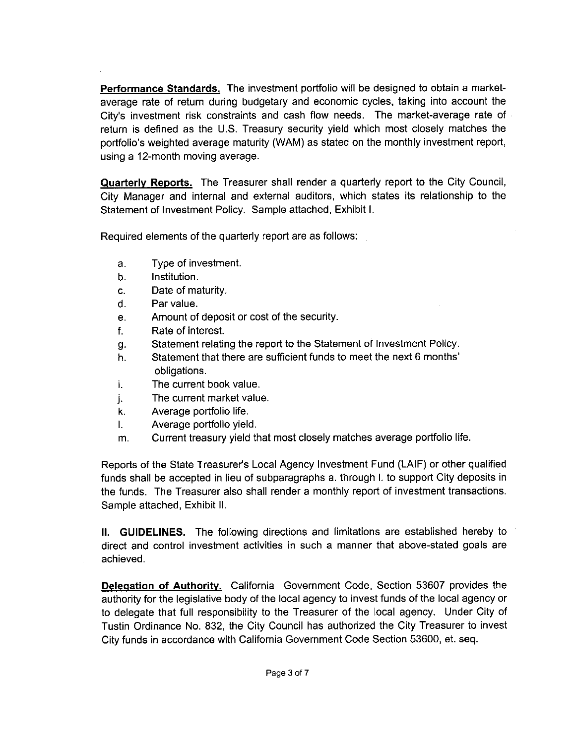**Performance Standards.** The investment portfolio will be designed to obtain a market-average rate of return during budgetary and economic cycles, taking into account the City's investment risk constraints and cash flow needs. The market-average rate of return is defined as the U.S. Treasury security yield which most closely matches the portfolio's weighted average maturity (WAM) as stated on the monthly investment report, using a 12-month moving average.

**Quarterly Reports.** The Treasurer shall render a quarterly report to the City Council, City Manager and internal and external auditors, which states its relationship to the Statement of Investment Policy. Sample attached, Exhibit I.

Required elements of the quarterly report are as follows:

a. Type of investment.
b. Institution.
c. Date of maturity.
d. Par value.
e. Amount of deposit or cost of the security.
f. Rate of interest.
g. Statement relating the report to the Statement of Investment Policy.
h. Statement that there are sufficient funds to meet the next 6 months' obligations.
i. The current book value.
j. The current market value.
k. Average portfolio life.
l. Average portfolio yield.
m. Current treasury yield that most closely matches average portfolio life.

Reports of the State Treasurer's Local Agency Investment Fund (LAIF) or other qualified funds shall be accepted in lieu of subparagraphs a. through l. to support City deposits in the funds. The Treasurer also shall render a monthly report of investment transactions. Sample attached, Exhibit II.

**II. GUIDELINES.** The following directions and limitations are established hereby to direct and control investment activities in such a manner that above-stated goals are achieved.

**Delegation of Authority.** California Government Code, Section 53607 provides the authority for the legislative body of the local agency to invest funds of the local agency or to delegate that full responsibility to the Treasurer of the local agency. Under City of Tustin Ordinance No. 832, the City Council has authorized the City Treasurer to invest City funds in accordance with California Government Code Section 53600, et. seq.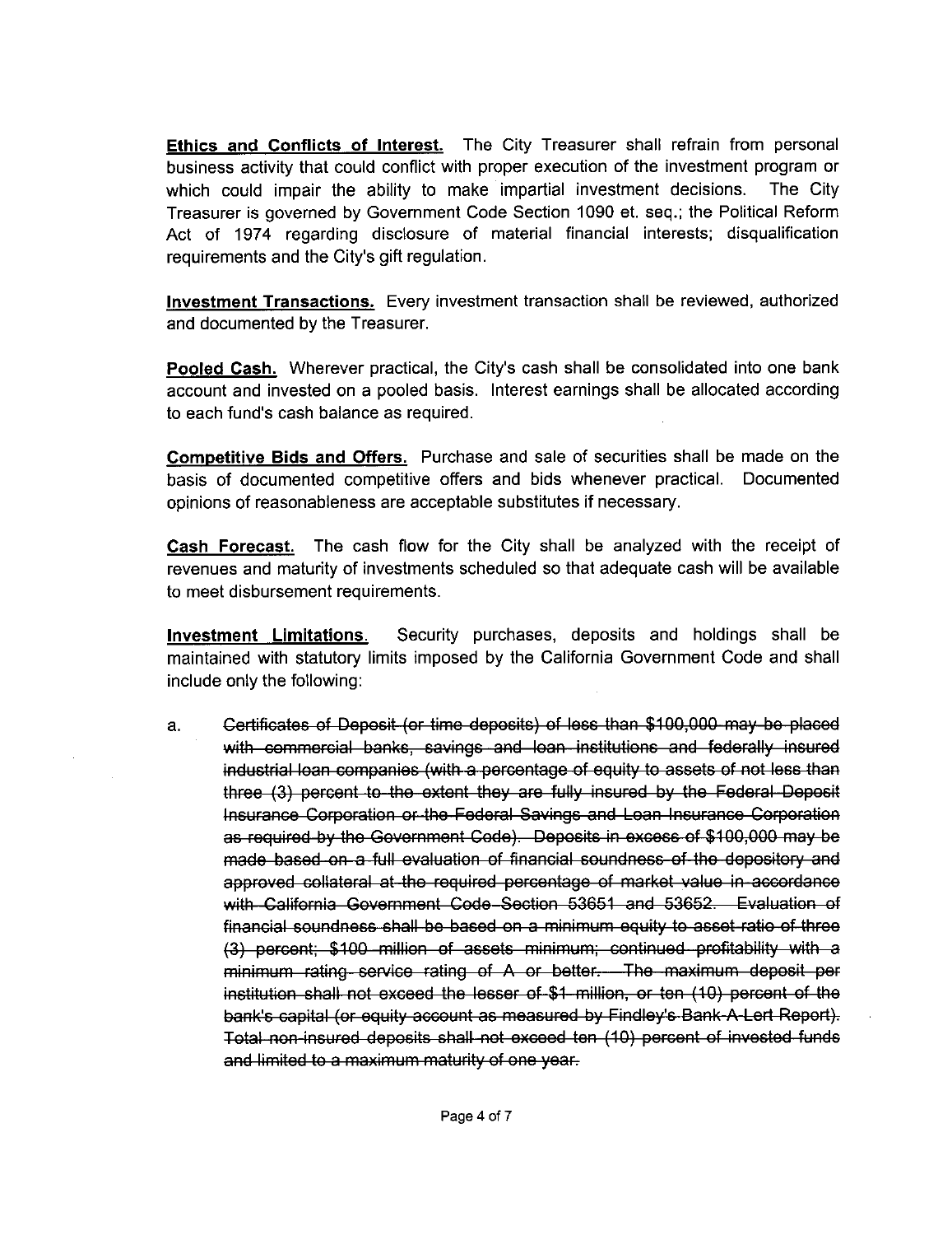**Ethics and Conflicts of Interest.** The City Treasurer shall refrain from personal business activity that could conflict with proper execution of the investment program or which could impair the ability to make impartial investment decisions. The City Treasurer is governed by Government Code Section 1090 et. seq.; the Political Reform Act of 1974 regarding disclosure of material financial interests; disqualification requirements and the City's gift regulation.

**Investment Transactions.** Every investment transaction shall be reviewed, authorized and documented by the Treasurer.

**Pooled Cash.** Wherever practical, the City's cash shall be consolidated into one bank account and invested on a pooled basis. Interest earnings shall be allocated according to each fund's cash balance as required.

**Competitive Bids and Offers.** Purchase and sale of securities shall be made on the basis of documented competitive offers and bids whenever practical. Documented opinions of reasonableness are acceptable substitutes if necessary.

**Cash Forecast.** The cash flow for the City shall be analyzed with the receipt of revenues and maturity of investments scheduled so that adequate cash will be available to meet disbursement requirements.

**Investment Limitations.** Security purchases, deposits and holdings shall be maintained with statutory limits imposed by the California Government Code and shall include only the following:

a. ~~Certificates of Deposit (or time deposits) of less than \$100,000 may be placed with commercial banks, savings and loan institutions and federally insured industrial loan companies (with a percentage of equity to assets of not less than three (3) percent to the extent they are fully insured by the Federal Deposit Insurance Corporation or the Federal Savings and Loan Insurance Corporation as required by the Government Code). Deposits in excess of \$100,000 may be made based on a full evaluation of financial soundness of the depository and approved collateral at the required percentage of market value in accordance with California Government Code Section 53651 and 53652. Evaluation of financial soundness shall be based on a minimum equity to asset ratio of three (3) percent; \$100 million of assets minimum; continued profitability with a minimum rating service rating of A or better. The maximum deposit per institution shall not exceed the lesser of \$1 million, or ten (10) percent of the bank's capital (or equity account as measured by Findley's Bank-A-Lert Report). Total non-insured deposits shall not exceed ten (10) percent of invested funds and limited to a maximum maturity of one year.~~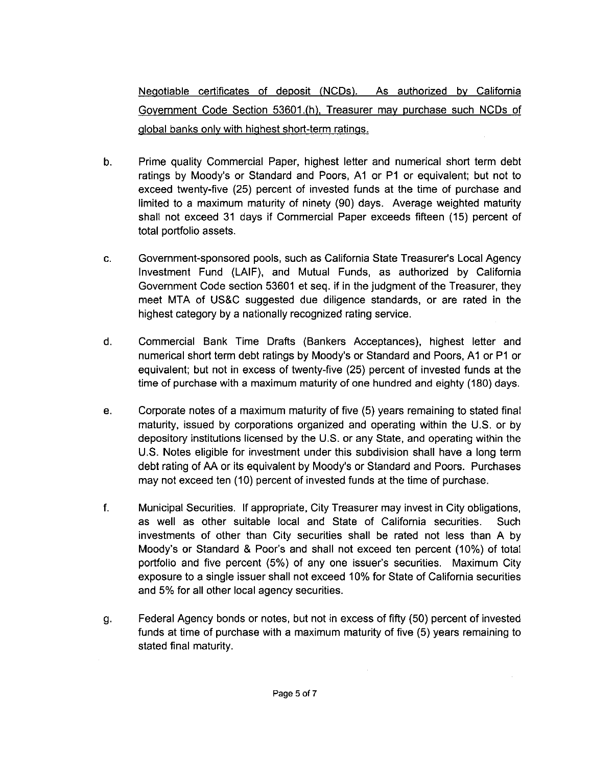<u>Negotiable certificates of deposit (NCDs). As authorized by California Government Code Section 53601.(h), Treasurer may purchase such NCDs of global banks only with highest short-term ratings.</u>

b. Prime quality Commercial Paper, highest letter and numerical short term debt ratings by Moody's or Standard and Poors, A1 or P1 or equivalent; but not to exceed twenty-five (25) percent of invested funds at the time of purchase and limited to a maximum maturity of ninety (90) days. Average weighted maturity shall not exceed 31 days if Commercial Paper exceeds fifteen (15) percent of total portfolio assets.

c. Government-sponsored pools, such as California State Treasurer's Local Agency Investment Fund (LAIF), and Mutual Funds, as authorized by California Government Code section 53601 et seq. if in the judgment of the Treasurer, they meet MTA of US&C suggested due diligence standards, or are rated in the highest category by a nationally recognized rating service.

d. Commercial Bank Time Drafts (Bankers Acceptances), highest letter and numerical short term debt ratings by Moody's or Standard and Poors, A1 or P1 or equivalent; but not in excess of twenty-five (25) percent of invested funds at the time of purchase with a maximum maturity of one hundred and eighty (180) days.

e. Corporate notes of a maximum maturity of five (5) years remaining to stated final maturity, issued by corporations organized and operating within the U.S. or by depository institutions licensed by the U.S. or any State, and operating within the U.S. Notes eligible for investment under this subdivision shall have a long term debt rating of AA or its equivalent by Moody's or Standard and Poors. Purchases may not exceed ten (10) percent of invested funds at the time of purchase.

f. Municipal Securities. If appropriate, City Treasurer may invest in City obligations, as well as other suitable local and State of California securities. Such investments of other than City securities shall be rated not less than A by Moody's or Standard & Poor's and shall not exceed ten percent (10%) of total portfolio and five percent (5%) of any one issuer's securities. Maximum City exposure to a single issuer shall not exceed 10% for State of California securities and 5% for all other local agency securities.

g. Federal Agency bonds or notes, but not in excess of fifty (50) percent of invested funds at time of purchase with a maximum maturity of five (5) years remaining to stated final maturity.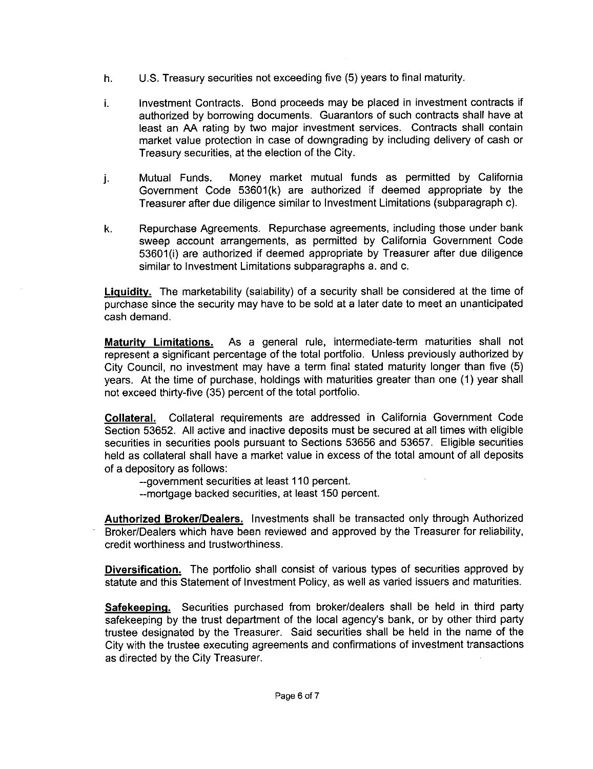h. U.S. Treasury securities not exceeding five (5) years to final maturity.

i. Investment Contracts. Bond proceeds may be placed in investment contracts if authorized by borrowing documents. Guarantors of such contracts shall have at least an AA rating by two major investment services. Contracts shall contain market value protection in case of downgrading by including delivery of cash or Treasury securities, at the election of the City.

j. Mutual Funds. Money market mutual funds as permitted by California Government Code 53601(k) are authorized if deemed appropriate by the Treasurer after due diligence similar to Investment Limitations (subparagraph c).

k. Repurchase Agreements. Repurchase agreements, including those under bank sweep account arrangements, as permitted by California Government Code 53601(i) are authorized if deemed appropriate by Treasurer after due diligence similar to Investment Limitations subparagraphs a. and c.

**Liquidity.** The marketability (salability) of a security shall be considered at the time of purchase since the security may have to be sold at a later date to meet an unanticipated cash demand.

**Maturity Limitations.** As a general rule, intermediate-term maturities shall not represent a significant percentage of the total portfolio. Unless previously authorized by City Council, no investment may have a term final stated maturity longer than five (5) years. At the time of purchase, holdings with maturities greater than one (1) year shall not exceed thirty-five (35) percent of the total portfolio.

**Collateral.** Collateral requirements are addressed in California Government Code Section 53652. All active and inactive deposits must be secured at all times with eligible securities in securities pools pursuant to Sections 53656 and 53657. Eligible securities held as collateral shall have a market value in excess of the total amount of all deposits of a depository as follows:

--government securities at least 110 percent.
--mortgage backed securities, at least 150 percent.

**Authorized Broker/Dealers.** Investments shall be transacted only through Authorized Broker/Dealers which have been reviewed and approved by the Treasurer for reliability, credit worthiness and trustworthiness.

**Diversification.** The portfolio shall consist of various types of securities approved by statute and this Statement of Investment Policy, as well as varied issuers and maturities.

**Safekeeping.** Securities purchased from broker/dealers shall be held in third party safekeeping by the trust department of the local agency's bank, or by other third party trustee designated by the Treasurer. Said securities shall be held in the name of the City with the trustee executing agreements and confirmations of investment transactions as directed by the City Treasurer.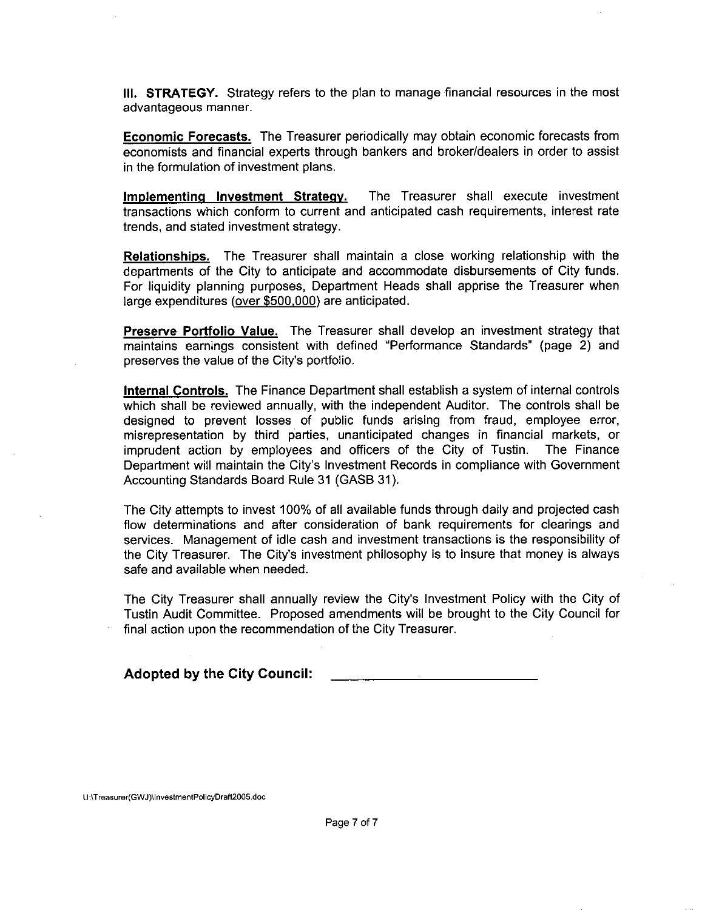**III. STRATEGY.** Strategy refers to the plan to manage financial resources in the most advantageous manner.

**Economic Forecasts.** The Treasurer periodically may obtain economic forecasts from economists and financial experts through bankers and broker/dealers in order to assist in the formulation of investment plans.

**Implementing Investment Strategy.** The Treasurer shall execute investment transactions which conform to current and anticipated cash requirements, interest rate trends, and stated investment strategy.

**Relationships.** The Treasurer shall maintain a close working relationship with the departments of the City to anticipate and accommodate disbursements of City funds. For liquidity planning purposes, Department Heads shall apprise the Treasurer when large expenditures (over $500,000) are anticipated.

**Preserve Portfolio Value.** The Treasurer shall develop an investment strategy that maintains earnings consistent with defined "Performance Standards" (page 2) and preserves the value of the City's portfolio.

**Internal Controls.** The Finance Department shall establish a system of internal controls which shall be reviewed annually, with the independent Auditor. The controls shall be designed to prevent losses of public funds arising from fraud, employee error, misrepresentation by third parties, unanticipated changes in financial markets, or imprudent action by employees and officers of the City of Tustin. The Finance Department will maintain the City's Investment Records in compliance with Government Accounting Standards Board Rule 31 (GASB 31).

The City attempts to invest 100% of all available funds through daily and projected cash flow determinations and after consideration of bank requirements for clearings and services. Management of idle cash and investment transactions is the responsibility of the City Treasurer. The City's investment philosophy is to insure that money is always safe and available when needed.

The City Treasurer shall annually review the City's Investment Policy with the City of Tustin Audit Committee. Proposed amendments will be brought to the City Council for final action upon the recommendation of the City Treasurer.

**Adopted by the City Council:** ___________________________

U:\Treasurer(GWJ)\InvestmentPolicyDraft2005.doc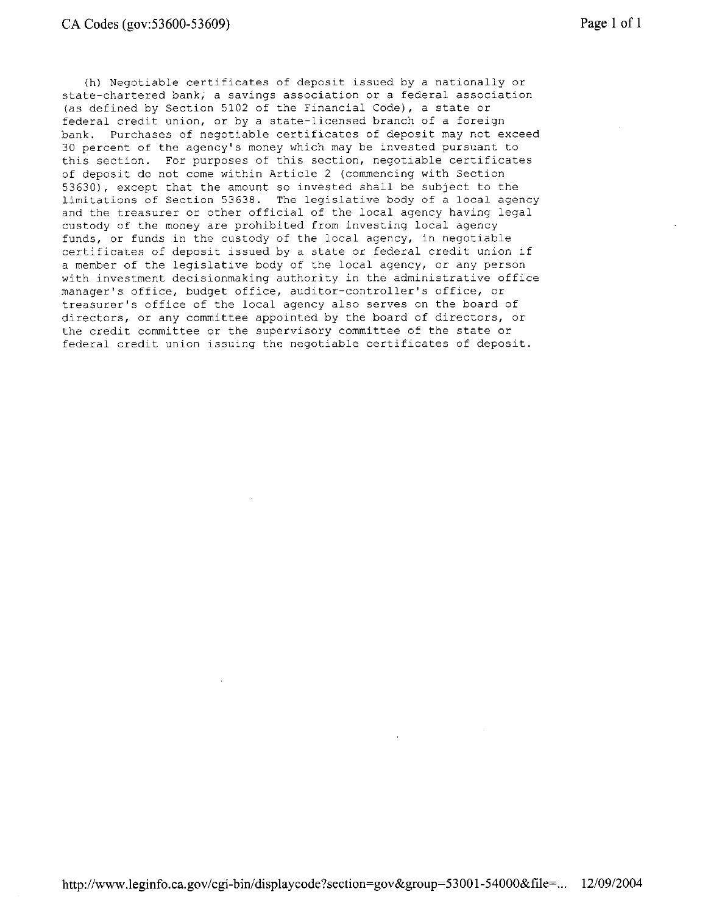(h) Negotiable certificates of deposit issued by a nationally or state-chartered bank, a savings association or a federal association (as defined by Section 5102 of the Financial Code), a state or federal credit union, or by a state-licensed branch of a foreign bank. Purchases of negotiable certificates of deposit may not exceed 30 percent of the agency's money which may be invested pursuant to this section. For purposes of this section, negotiable certificates of deposit do not come within Article 2 (commencing with Section 53630), except that the amount so invested shall be subject to the limitations of Section 53638. The legislative body of a local agency and the treasurer or other official of the local agency having legal custody of the money are prohibited from investing local agency funds, or funds in the custody of the local agency, in negotiable certificates of deposit issued by a state or federal credit union if a member of the legislative body of the local agency, or any person with investment decisionmaking authority in the administrative office manager's office, budget office, auditor-controller's office, or treasurer's office of the local agency also serves on the board of directors, or any committee appointed by the board of directors, or the credit committee or the supervisory committee of the state or federal credit union issuing the negotiable certificates of deposit.